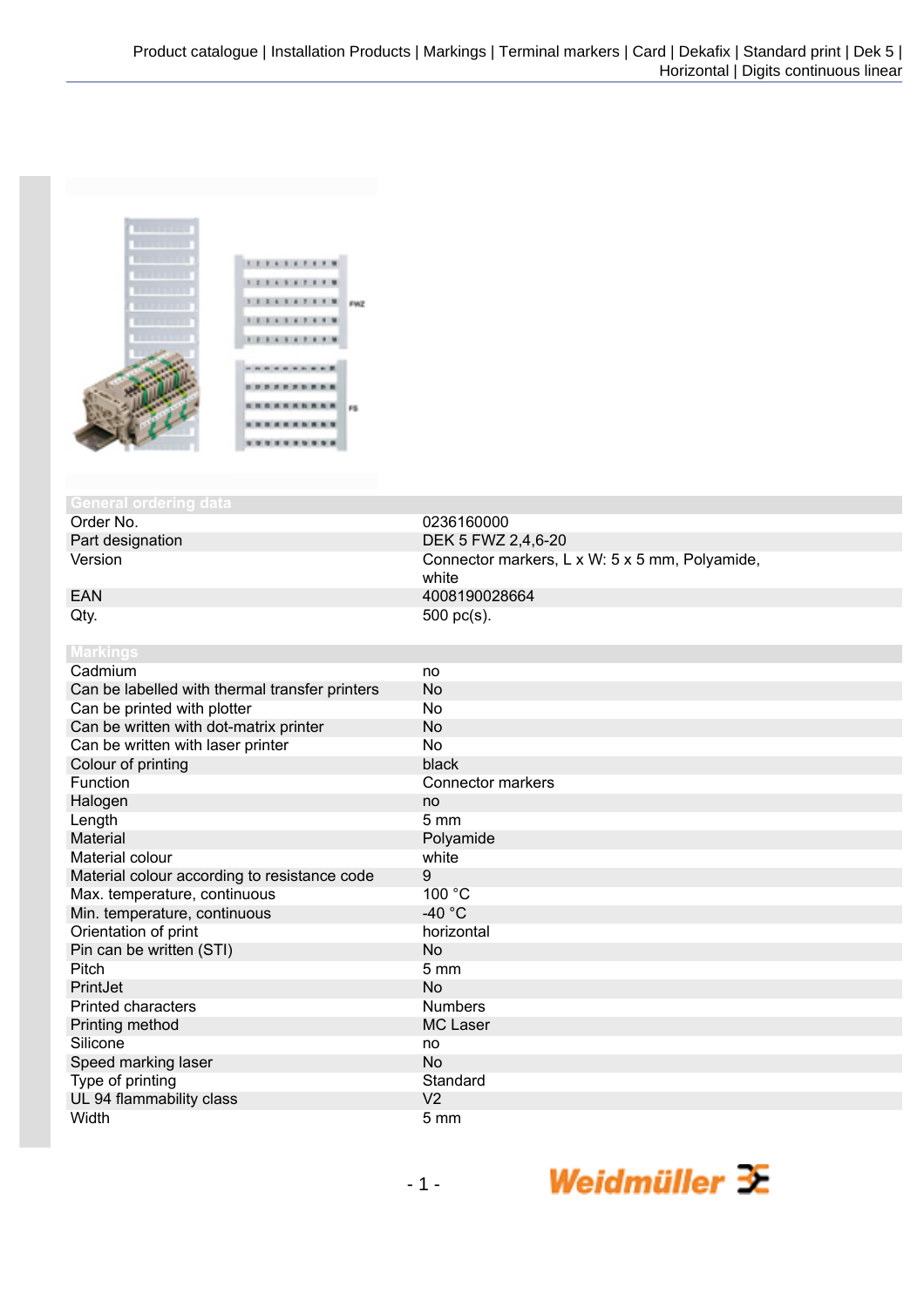Product catalogue | Installation Products | Markings | Terminal markers | Card | Dekafix | Standard print | Dek 5 | Horizontal | Digits continuous linear

## General ordering data

| | |
|---|---|
| Order No. | 0236160000 |
| Part designation | DEK 5 FWZ 2,4,6-20 |
| Version | Connector markers, L x W: 5 x 5 mm, Polyamide, white |
| EAN | 4008190028664 |
| Qty. | 500 pc(s). |

## Markings

| | |
|---|---|
| Cadmium | no |
| Can be labelled with thermal transfer printers | No |
| Can be printed with plotter | No |
| Can be written with dot-matrix printer | No |
| Can be written with laser printer | No |
| Colour of printing | black |
| Function | Connector markers |
| Halogen | no |
| Length | 5 mm |
| Material | Polyamide |
| Material colour | white |
| Material colour according to resistance code | 9 |
| Max. temperature, continuous | 100 °C |
| Min. temperature, continuous | -40 °C |
| Orientation of print | horizontal |
| Pin can be written (STI) | No |
| Pitch | 5 mm |
| PrintJet | No |
| Printed characters | Numbers |
| Printing method | MC Laser |
| Silicone | no |
| Speed marking laser | No |
| Type of printing | Standard |
| UL 94 flammability class | V2 |
| Width | 5 mm |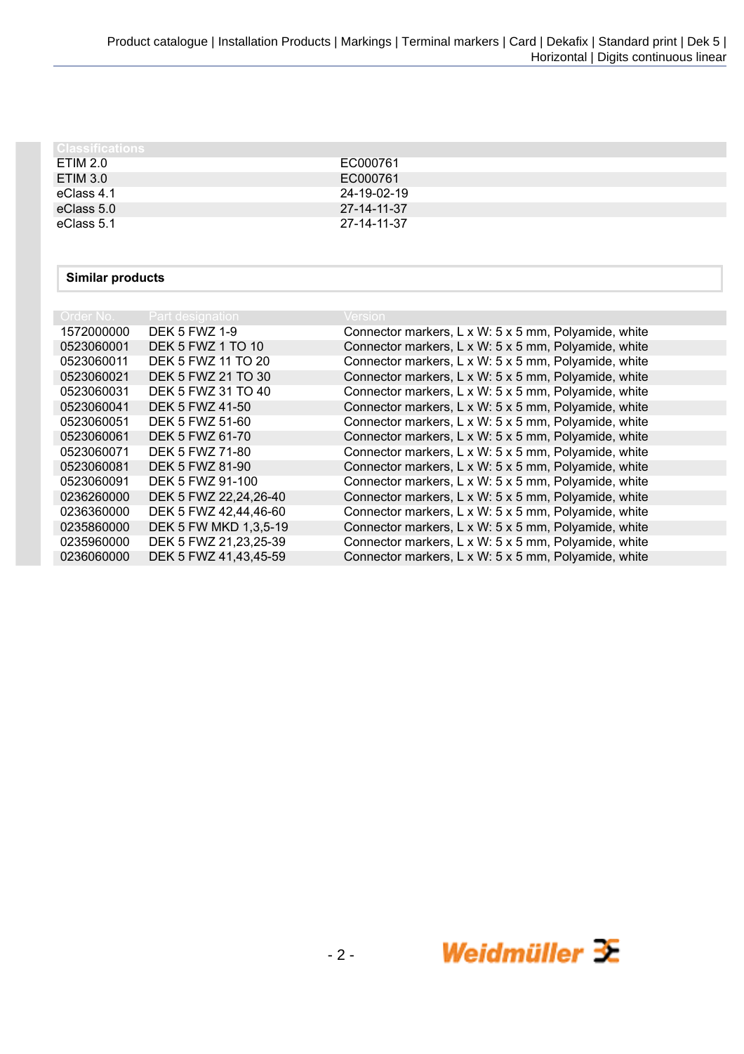| Classifications | |
|---|---|
| ETIM 2.0 | EC000761 |
| ETIM 3.0 | EC000761 |
| eClass 4.1 | 24-19-02-19 |
| eClass 5.0 | 27-14-11-37 |
| eClass 5.1 | 27-14-11-37 |

## Similar products

| Order No. | Part designation | Version |
|---|---|---|
| 1572000000 | DEK 5 FWZ 1-9 | Connector markers, L x W: 5 x 5 mm, Polyamide, white |
| 0523060001 | DEK 5 FWZ 1 TO 10 | Connector markers, L x W: 5 x 5 mm, Polyamide, white |
| 0523060011 | DEK 5 FWZ 11 TO 20 | Connector markers, L x W: 5 x 5 mm, Polyamide, white |
| 0523060021 | DEK 5 FWZ 21 TO 30 | Connector markers, L x W: 5 x 5 mm, Polyamide, white |
| 0523060031 | DEK 5 FWZ 31 TO 40 | Connector markers, L x W: 5 x 5 mm, Polyamide, white |
| 0523060041 | DEK 5 FWZ 41-50 | Connector markers, L x W: 5 x 5 mm, Polyamide, white |
| 0523060051 | DEK 5 FWZ 51-60 | Connector markers, L x W: 5 x 5 mm, Polyamide, white |
| 0523060061 | DEK 5 FWZ 61-70 | Connector markers, L x W: 5 x 5 mm, Polyamide, white |
| 0523060071 | DEK 5 FWZ 71-80 | Connector markers, L x W: 5 x 5 mm, Polyamide, white |
| 0523060081 | DEK 5 FWZ 81-90 | Connector markers, L x W: 5 x 5 mm, Polyamide, white |
| 0523060091 | DEK 5 FWZ 91-100 | Connector markers, L x W: 5 x 5 mm, Polyamide, white |
| 0236260000 | DEK 5 FWZ 22,24,26-40 | Connector markers, L x W: 5 x 5 mm, Polyamide, white |
| 0236360000 | DEK 5 FWZ 42,44,46-60 | Connector markers, L x W: 5 x 5 mm, Polyamide, white |
| 0235860000 | DEK 5 FW MKD 1,3,5-19 | Connector markers, L x W: 5 x 5 mm, Polyamide, white |
| 0235960000 | DEK 5 FWZ 21,23,25-39 | Connector markers, L x W: 5 x 5 mm, Polyamide, white |
| 0236060000 | DEK 5 FWZ 41,43,45-59 | Connector markers, L x W: 5 x 5 mm, Polyamide, white |